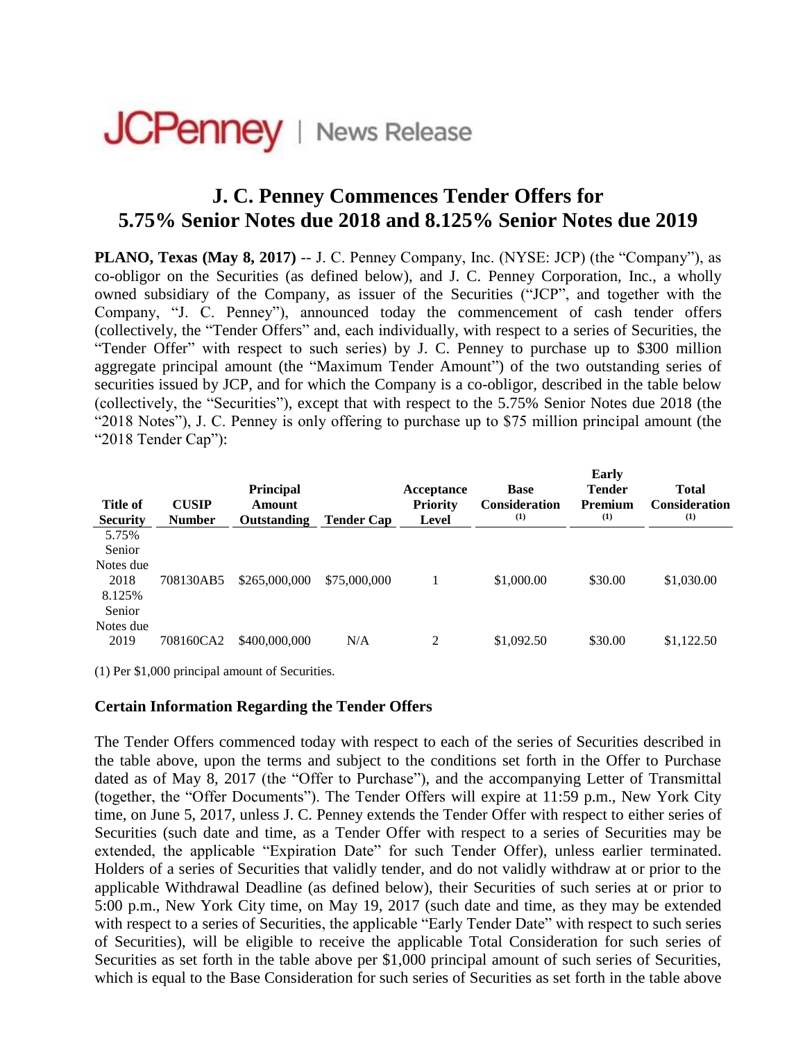**JCPenney** | News Release

# J. C. Penney Commences Tender Offers for 5.75% Senior Notes due 2018 and 8.125% Senior Notes due 2019

**PLANO, Texas (May 8, 2017)** -- J. C. Penney Company, Inc. (NYSE: JCP) (the "Company"), as co-obligor on the Securities (as defined below), and J. C. Penney Corporation, Inc., a wholly owned subsidiary of the Company, as issuer of the Securities ("JCP", and together with the Company, "J. C. Penney"), announced today the commencement of cash tender offers (collectively, the "Tender Offers" and, each individually, with respect to a series of Securities, the "Tender Offer" with respect to such series) by J. C. Penney to purchase up to $300 million aggregate principal amount (the "Maximum Tender Amount") of the two outstanding series of securities issued by JCP, and for which the Company is a co-obligor, described in the table below (collectively, the "Securities"), except that with respect to the 5.75% Senior Notes due 2018 (the "2018 Notes"), J. C. Penney is only offering to purchase up to $75 million principal amount (the "2018 Tender Cap"):

| Title of Security | CUSIP Number | Principal Amount Outstanding | Tender Cap | Acceptance Priority Level | Base Consideration (1) | Early Tender Premium (1) | Total Consideration (1) |
|---|---|---|---|---|---|---|---|
| 5.75% Senior Notes due 2018 | 708130AB5 | $265,000,000 | $75,000,000 | 1 | $1,000.00 | $30.00 | $1,030.00 |
| 8.125% Senior Notes due 2019 | 708160CA2 | $400,000,000 | N/A | 2 | $1,092.50 | $30.00 | $1,122.50 |

(1) Per $1,000 principal amount of Securities.

### Certain Information Regarding the Tender Offers

The Tender Offers commenced today with respect to each of the series of Securities described in the table above, upon the terms and subject to the conditions set forth in the Offer to Purchase dated as of May 8, 2017 (the "Offer to Purchase"), and the accompanying Letter of Transmittal (together, the "Offer Documents"). The Tender Offers will expire at 11:59 p.m., New York City time, on June 5, 2017, unless J. C. Penney extends the Tender Offer with respect to either series of Securities (such date and time, as a Tender Offer with respect to a series of Securities may be extended, the applicable "Expiration Date" for such Tender Offer), unless earlier terminated. Holders of a series of Securities that validly tender, and do not validly withdraw at or prior to the applicable Withdrawal Deadline (as defined below), their Securities of such series at or prior to 5:00 p.m., New York City time, on May 19, 2017 (such date and time, as they may be extended with respect to a series of Securities, the applicable "Early Tender Date" with respect to such series of Securities), will be eligible to receive the applicable Total Consideration for such series of Securities as set forth in the table above per $1,000 principal amount of such series of Securities, which is equal to the Base Consideration for such series of Securities as set forth in the table above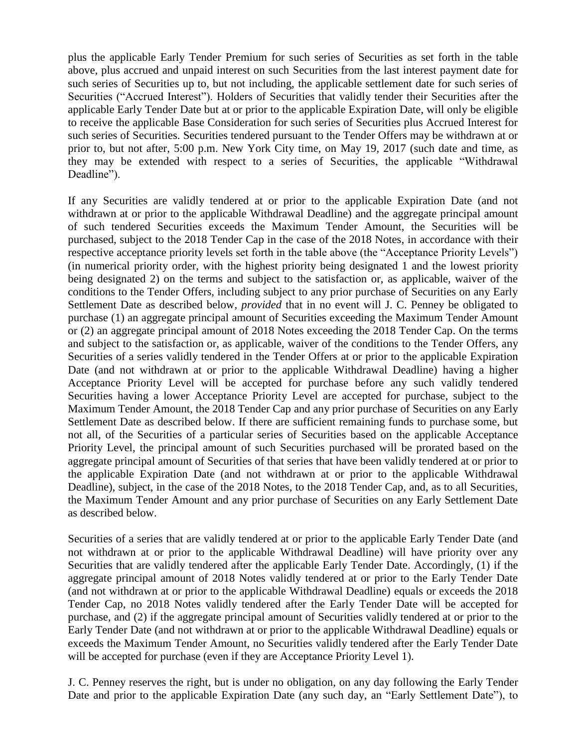plus the applicable Early Tender Premium for such series of Securities as set forth in the table above, plus accrued and unpaid interest on such Securities from the last interest payment date for such series of Securities up to, but not including, the applicable settlement date for such series of Securities ("Accrued Interest"). Holders of Securities that validly tender their Securities after the applicable Early Tender Date but at or prior to the applicable Expiration Date, will only be eligible to receive the applicable Base Consideration for such series of Securities plus Accrued Interest for such series of Securities. Securities tendered pursuant to the Tender Offers may be withdrawn at or prior to, but not after, 5:00 p.m. New York City time, on May 19, 2017 (such date and time, as they may be extended with respect to a series of Securities, the applicable "Withdrawal Deadline").

If any Securities are validly tendered at or prior to the applicable Expiration Date (and not withdrawn at or prior to the applicable Withdrawal Deadline) and the aggregate principal amount of such tendered Securities exceeds the Maximum Tender Amount, the Securities will be purchased, subject to the 2018 Tender Cap in the case of the 2018 Notes, in accordance with their respective acceptance priority levels set forth in the table above (the "Acceptance Priority Levels") (in numerical priority order, with the highest priority being designated 1 and the lowest priority being designated 2) on the terms and subject to the satisfaction or, as applicable, waiver of the conditions to the Tender Offers, including subject to any prior purchase of Securities on any Early Settlement Date as described below, *provided* that in no event will J. C. Penney be obligated to purchase (1) an aggregate principal amount of Securities exceeding the Maximum Tender Amount or (2) an aggregate principal amount of 2018 Notes exceeding the 2018 Tender Cap. On the terms and subject to the satisfaction or, as applicable, waiver of the conditions to the Tender Offers, any Securities of a series validly tendered in the Tender Offers at or prior to the applicable Expiration Date (and not withdrawn at or prior to the applicable Withdrawal Deadline) having a higher Acceptance Priority Level will be accepted for purchase before any such validly tendered Securities having a lower Acceptance Priority Level are accepted for purchase, subject to the Maximum Tender Amount, the 2018 Tender Cap and any prior purchase of Securities on any Early Settlement Date as described below. If there are sufficient remaining funds to purchase some, but not all, of the Securities of a particular series of Securities based on the applicable Acceptance Priority Level, the principal amount of such Securities purchased will be prorated based on the aggregate principal amount of Securities of that series that have been validly tendered at or prior to the applicable Expiration Date (and not withdrawn at or prior to the applicable Withdrawal Deadline), subject, in the case of the 2018 Notes, to the 2018 Tender Cap, and, as to all Securities, the Maximum Tender Amount and any prior purchase of Securities on any Early Settlement Date as described below.

Securities of a series that are validly tendered at or prior to the applicable Early Tender Date (and not withdrawn at or prior to the applicable Withdrawal Deadline) will have priority over any Securities that are validly tendered after the applicable Early Tender Date. Accordingly, (1) if the aggregate principal amount of 2018 Notes validly tendered at or prior to the Early Tender Date (and not withdrawn at or prior to the applicable Withdrawal Deadline) equals or exceeds the 2018 Tender Cap, no 2018 Notes validly tendered after the Early Tender Date will be accepted for purchase, and (2) if the aggregate principal amount of Securities validly tendered at or prior to the Early Tender Date (and not withdrawn at or prior to the applicable Withdrawal Deadline) equals or exceeds the Maximum Tender Amount, no Securities validly tendered after the Early Tender Date will be accepted for purchase (even if they are Acceptance Priority Level 1).

J. C. Penney reserves the right, but is under no obligation, on any day following the Early Tender Date and prior to the applicable Expiration Date (any such day, an "Early Settlement Date"), to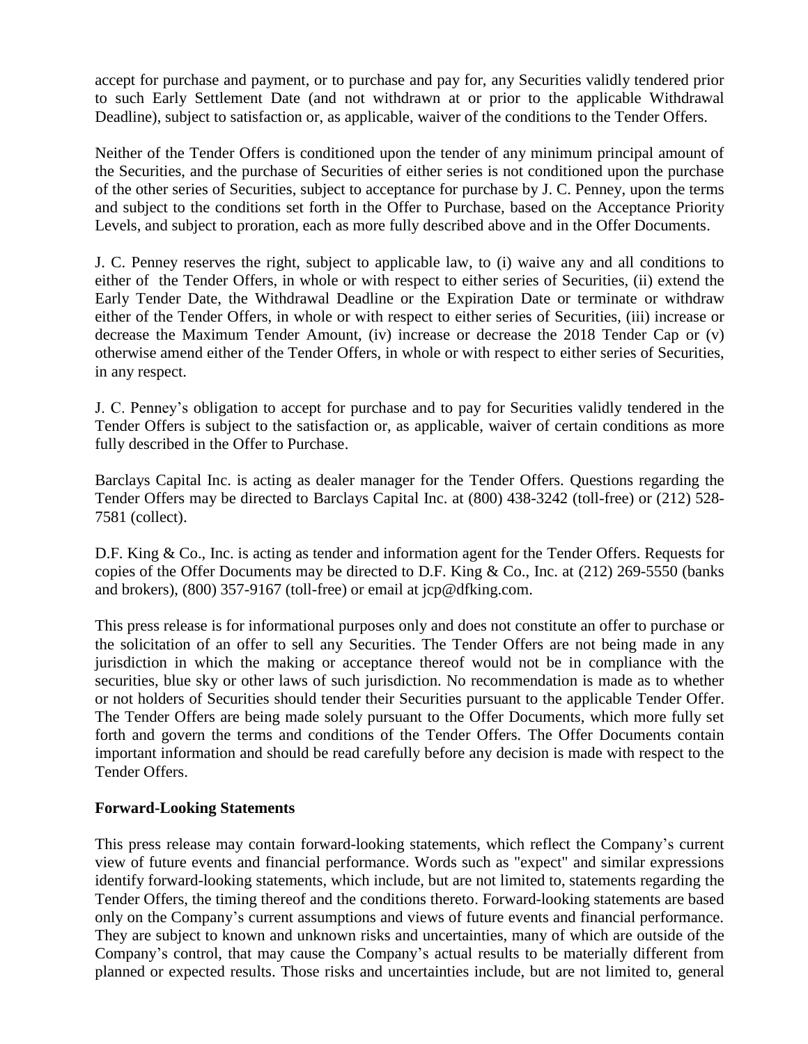accept for purchase and payment, or to purchase and pay for, any Securities validly tendered prior to such Early Settlement Date (and not withdrawn at or prior to the applicable Withdrawal Deadline), subject to satisfaction or, as applicable, waiver of the conditions to the Tender Offers.

Neither of the Tender Offers is conditioned upon the tender of any minimum principal amount of the Securities, and the purchase of Securities of either series is not conditioned upon the purchase of the other series of Securities, subject to acceptance for purchase by J. C. Penney, upon the terms and subject to the conditions set forth in the Offer to Purchase, based on the Acceptance Priority Levels, and subject to proration, each as more fully described above and in the Offer Documents.

J. C. Penney reserves the right, subject to applicable law, to (i) waive any and all conditions to either of the Tender Offers, in whole or with respect to either series of Securities, (ii) extend the Early Tender Date, the Withdrawal Deadline or the Expiration Date or terminate or withdraw either of the Tender Offers, in whole or with respect to either series of Securities, (iii) increase or decrease the Maximum Tender Amount, (iv) increase or decrease the 2018 Tender Cap or (v) otherwise amend either of the Tender Offers, in whole or with respect to either series of Securities, in any respect.

J. C. Penney's obligation to accept for purchase and to pay for Securities validly tendered in the Tender Offers is subject to the satisfaction or, as applicable, waiver of certain conditions as more fully described in the Offer to Purchase.

Barclays Capital Inc. is acting as dealer manager for the Tender Offers. Questions regarding the Tender Offers may be directed to Barclays Capital Inc. at (800) 438-3242 (toll-free) or (212) 528-7581 (collect).

D.F. King & Co., Inc. is acting as tender and information agent for the Tender Offers. Requests for copies of the Offer Documents may be directed to D.F. King & Co., Inc. at (212) 269-5550 (banks and brokers), (800) 357-9167 (toll-free) or email at jcp@dfking.com.

This press release is for informational purposes only and does not constitute an offer to purchase or the solicitation of an offer to sell any Securities. The Tender Offers are not being made in any jurisdiction in which the making or acceptance thereof would not be in compliance with the securities, blue sky or other laws of such jurisdiction. No recommendation is made as to whether or not holders of Securities should tender their Securities pursuant to the applicable Tender Offer. The Tender Offers are being made solely pursuant to the Offer Documents, which more fully set forth and govern the terms and conditions of the Tender Offers. The Offer Documents contain important information and should be read carefully before any decision is made with respect to the Tender Offers.

**Forward-Looking Statements**

This press release may contain forward-looking statements, which reflect the Company's current view of future events and financial performance. Words such as "expect" and similar expressions identify forward-looking statements, which include, but are not limited to, statements regarding the Tender Offers, the timing thereof and the conditions thereto. Forward-looking statements are based only on the Company's current assumptions and views of future events and financial performance. They are subject to known and unknown risks and uncertainties, many of which are outside of the Company's control, that may cause the Company's actual results to be materially different from planned or expected results. Those risks and uncertainties include, but are not limited to, general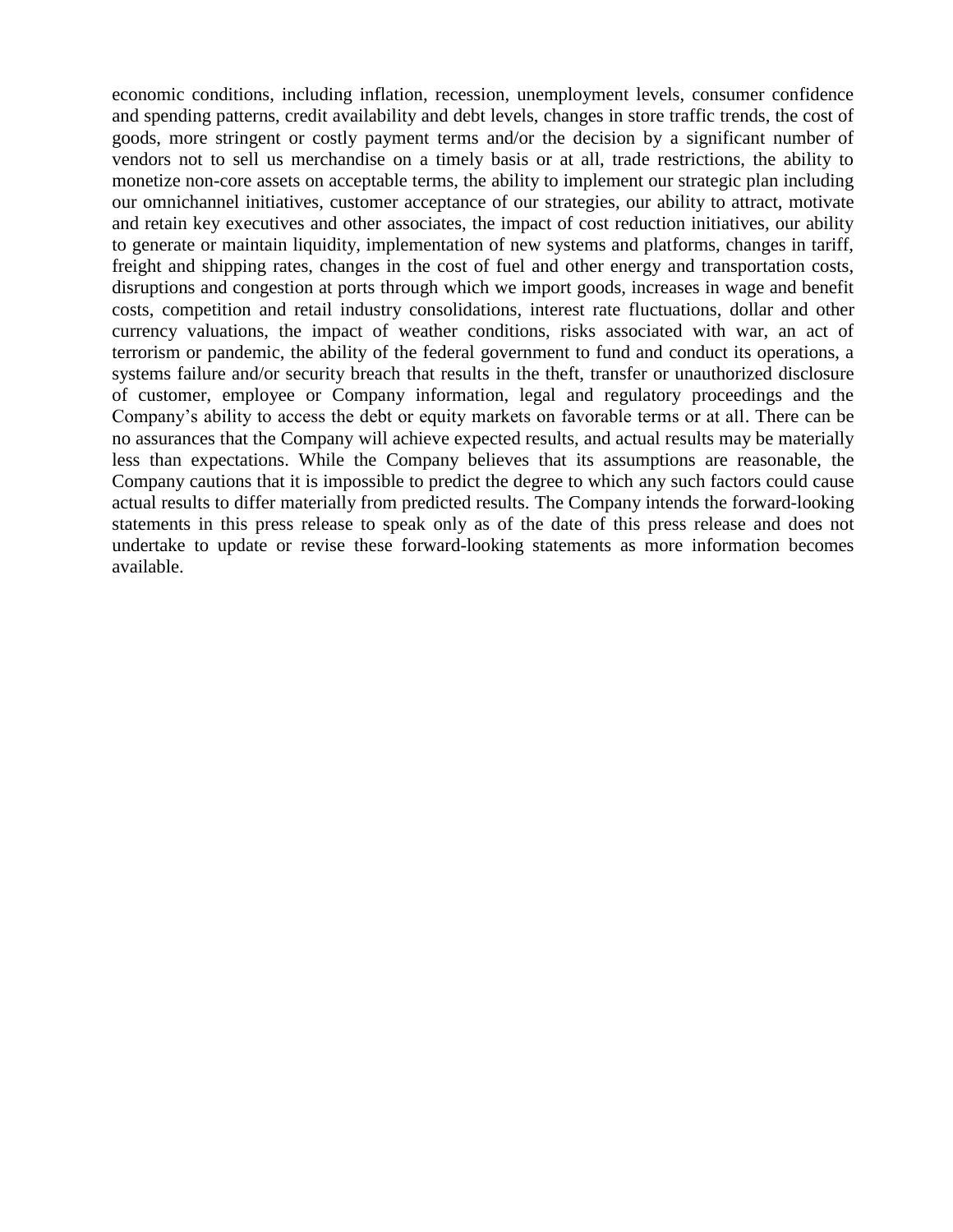economic conditions, including inflation, recession, unemployment levels, consumer confidence and spending patterns, credit availability and debt levels, changes in store traffic trends, the cost of goods, more stringent or costly payment terms and/or the decision by a significant number of vendors not to sell us merchandise on a timely basis or at all, trade restrictions, the ability to monetize non-core assets on acceptable terms, the ability to implement our strategic plan including our omnichannel initiatives, customer acceptance of our strategies, our ability to attract, motivate and retain key executives and other associates, the impact of cost reduction initiatives, our ability to generate or maintain liquidity, implementation of new systems and platforms, changes in tariff, freight and shipping rates, changes in the cost of fuel and other energy and transportation costs, disruptions and congestion at ports through which we import goods, increases in wage and benefit costs, competition and retail industry consolidations, interest rate fluctuations, dollar and other currency valuations, the impact of weather conditions, risks associated with war, an act of terrorism or pandemic, the ability of the federal government to fund and conduct its operations, a systems failure and/or security breach that results in the theft, transfer or unauthorized disclosure of customer, employee or Company information, legal and regulatory proceedings and the Company's ability to access the debt or equity markets on favorable terms or at all. There can be no assurances that the Company will achieve expected results, and actual results may be materially less than expectations. While the Company believes that its assumptions are reasonable, the Company cautions that it is impossible to predict the degree to which any such factors could cause actual results to differ materially from predicted results. The Company intends the forward-looking statements in this press release to speak only as of the date of this press release and does not undertake to update or revise these forward-looking statements as more information becomes available.